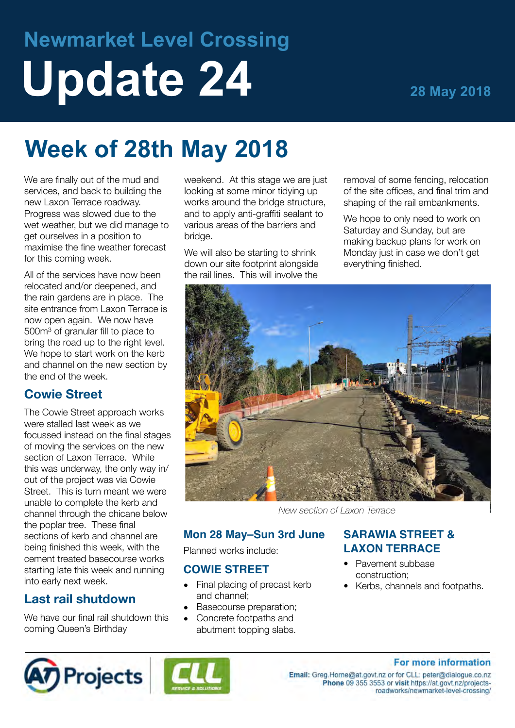## Newmarket Level Crossing

# Update 24

**28 May 2018**

# Week of 28th May 2018

We are finally out of the mud and services, and back to building the new Laxon Terrace roadway. Progress was slowed due to the wet weather, but we did manage to get ourselves in a position to maximise the fine weather forecast for this coming week.

All of the services have now been relocated and/or deepened, and the rain gardens are in place. The site entrance from Laxon Terrace is now open again. We now have 500m$^3$ of granular fill to place to bring the road up to the right level. We hope to start work on the kerb and channel on the new section by the end of the week.

## Cowie Street

The Cowie Street approach works were stalled last week as we focussed instead on the final stages of moving the services on the new section of Laxon Terrace. While this was underway, the only way in/out of the project was via Cowie Street. This is turn meant we were unable to complete the kerb and channel through the chicane below the poplar tree. These final sections of kerb and channel are being finished this week, with the cement treated basecourse works starting late this week and running into early next week.

## Last rail shutdown

We have our final rail shutdown this coming Queen's Birthday weekend. At this stage we are just looking at some minor tidying up works around the bridge structure, and to apply anti-graffiti sealant to various areas of the barriers and bridge.

We will also be starting to shrink down our site footprint alongside the rail lines. This will involve the removal of some fencing, relocation of the site offices, and final trim and shaping of the rail embankments.

We hope to only need to work on Saturday and Sunday, but are making backup plans for work on Monday just in case we don't get everything finished.

*New section of Laxon Terrace*

## Mon 28 May–Sun 3rd June

Planned works include:

### COWIE STREET

- Final placing of precast kerb and channel;
- Basecourse preparation;
- Concrete footpaths and abutment topping slabs.

### SARAWIA STREET & LAXON TERRACE

- Pavement subbase construction;
- Kerbs, channels and footpaths.

**For more information**

**Email:** Greg.Horne@at.govt.nz or for CLL: peter@dialogue.co.nz
**Phone** 09 355 3553 or **visit** https://at.govt.nz/projects-roadworks/newmarket-level-crossing/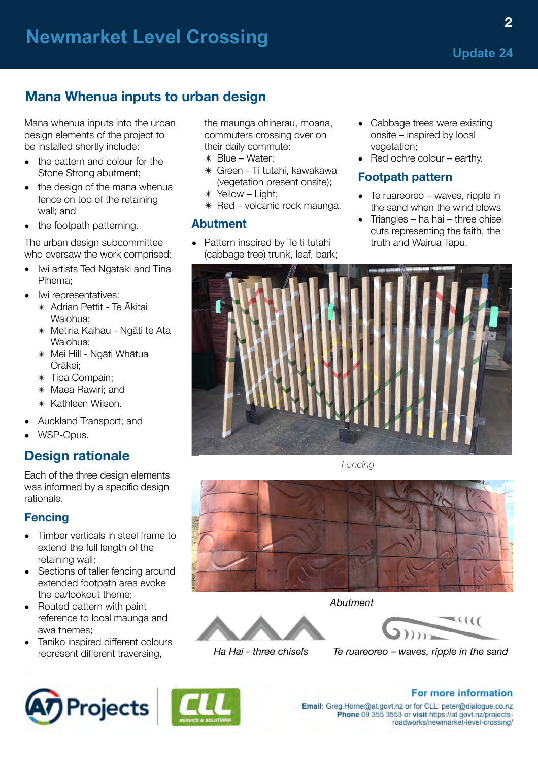# Newmarket Level Crossing

Update 24

## Mana Whenua inputs to urban design

Mana whenua inputs into the urban design elements of the project to be installed shortly include:

- the pattern and colour for the Stone Strong abutment;
- the design of the mana whenua fence on top of the retaining wall; and
- the footpath patterning.

The urban design subcommittee who oversaw the work comprised:

- Iwi artists Ted Ngataki and Tina Pihema;
- Iwi representatives:
  - Adrian Pettit - Te Ākitai Waiohua;
  - Metiria Kaihau - Ngāti te Ata Waiohua;
  - Mei Hill - Ngāti Whātua Ōrākei;
  - Tipa Compain;
  - Maea Rawiri; and
  - Kathleen Wilson.
- Auckland Transport; and
- WSP-Opus.

## Design rationale

Each of the three design elements was informed by a specific design rationale.

### Fencing

- Timber verticals in steel frame to extend the full length of the retaining wall;
- Sections of taller fencing around extended footpath area evoke the pa/lookout theme;
- Routed pattern with paint reference to local maunga and awa themes;
- Taniko inspired different colours represent different traversing, the maunga ohinerau, moana, commuters crossing over on their daily commute:
  - Blue – Water;
  - Green - Ti tutahi, kawakawa (vegetation present onsite);
  - Yellow – Light;
  - Red – volcanic rock maunga.

### Abutment

- Pattern inspired by Te ti tutahi (cabbage tree) trunk, leaf, bark;
- Cabbage trees were existing onsite – inspired by local vegetation;
- Red ochre colour – earthy.

### Footpath pattern

- Te ruareoreo – waves, ripple in the sand when the wind blows
- Triangles – ha hai – three chisel cuts representing the faith, the truth and Wairua Tapu.

*Fencing*

*Abutment*

*Ha Hai - three chisels*

*Te ruareoreo – waves, ripple in the sand*

**For more information**

**Email:** Greg.Horne@at.govt.nz or for CLL: peter@dialogue.co.nz
**Phone** 09 355 3553 or **visit** https://at.govt.nz/projects-roadworks/newmarket-level-crossing/